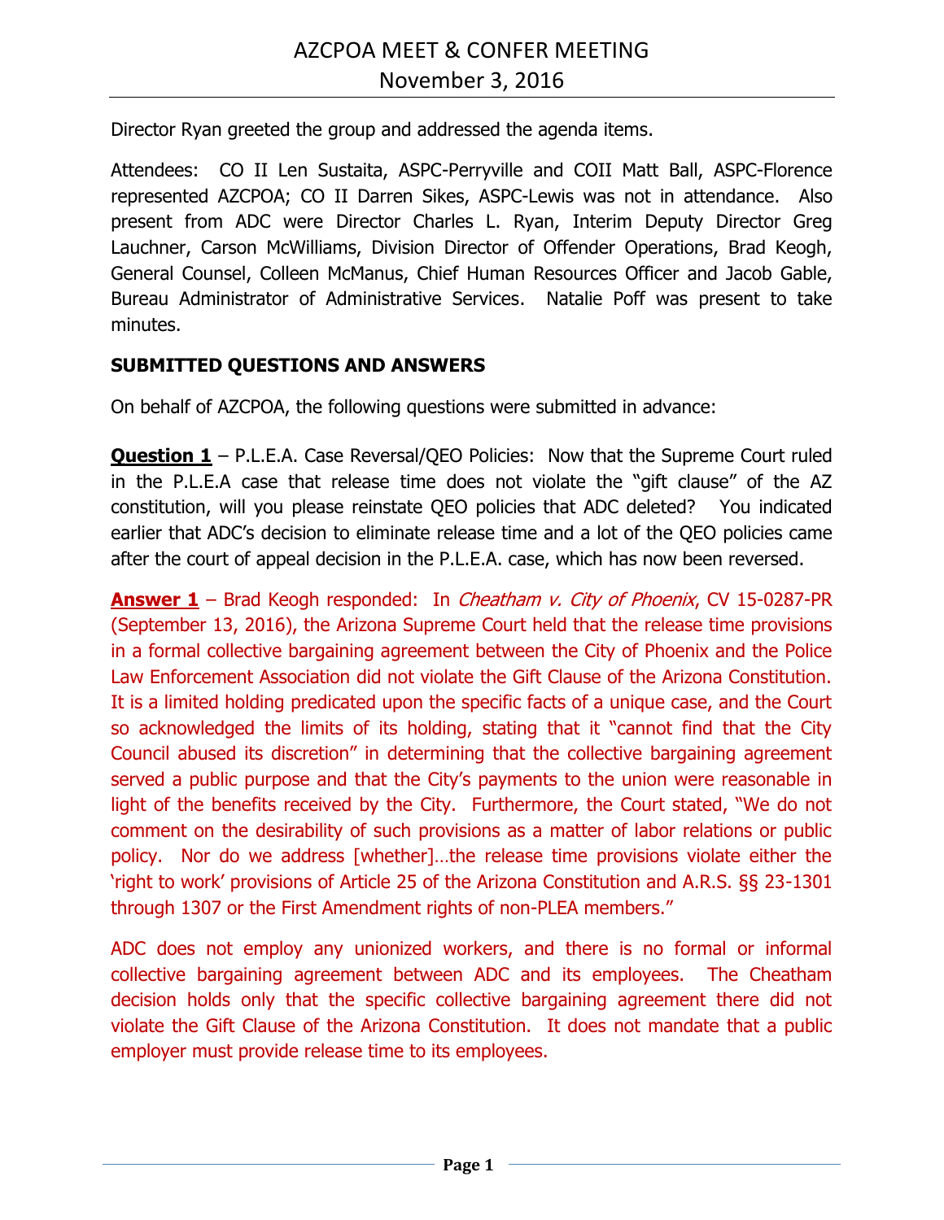# AZCPOA MEET & CONFER MEETING
## November 3, 2016

Director Ryan greeted the group and addressed the agenda items.

Attendees: CO II Len Sustaita, ASPC-Perryville and COII Matt Ball, ASPC-Florence represented AZCPOA; CO II Darren Sikes, ASPC-Lewis was not in attendance. Also present from ADC were Director Charles L. Ryan, Interim Deputy Director Greg Lauchner, Carson McWilliams, Division Director of Offender Operations, Brad Keogh, General Counsel, Colleen McManus, Chief Human Resources Officer and Jacob Gable, Bureau Administrator of Administrative Services. Natalie Poff was present to take minutes.

**SUBMITTED QUESTIONS AND ANSWERS**

On behalf of AZCPOA, the following questions were submitted in advance:

**Question 1** – P.L.E.A. Case Reversal/QEO Policies: Now that the Supreme Court ruled in the P.L.E.A case that release time does not violate the "gift clause" of the AZ constitution, will you please reinstate QEO policies that ADC deleted? You indicated earlier that ADC's decision to eliminate release time and a lot of the QEO policies came after the court of appeal decision in the P.L.E.A. case, which has now been reversed.

**Answer 1** – Brad Keogh responded: In *Cheatham v. City of Phoenix*, CV 15-0287-PR (September 13, 2016), the Arizona Supreme Court held that the release time provisions in a formal collective bargaining agreement between the City of Phoenix and the Police Law Enforcement Association did not violate the Gift Clause of the Arizona Constitution. It is a limited holding predicated upon the specific facts of a unique case, and the Court so acknowledged the limits of its holding, stating that it "cannot find that the City Council abused its discretion" in determining that the collective bargaining agreement served a public purpose and that the City's payments to the union were reasonable in light of the benefits received by the City. Furthermore, the Court stated, "We do not comment on the desirability of such provisions as a matter of labor relations or public policy. Nor do we address [whether]…the release time provisions violate either the 'right to work' provisions of Article 25 of the Arizona Constitution and A.R.S. §§ 23-1301 through 1307 or the First Amendment rights of non-PLEA members."

ADC does not employ any unionized workers, and there is no formal or informal collective bargaining agreement between ADC and its employees. The Cheatham decision holds only that the specific collective bargaining agreement there did not violate the Gift Clause of the Arizona Constitution. It does not mandate that a public employer must provide release time to its employees.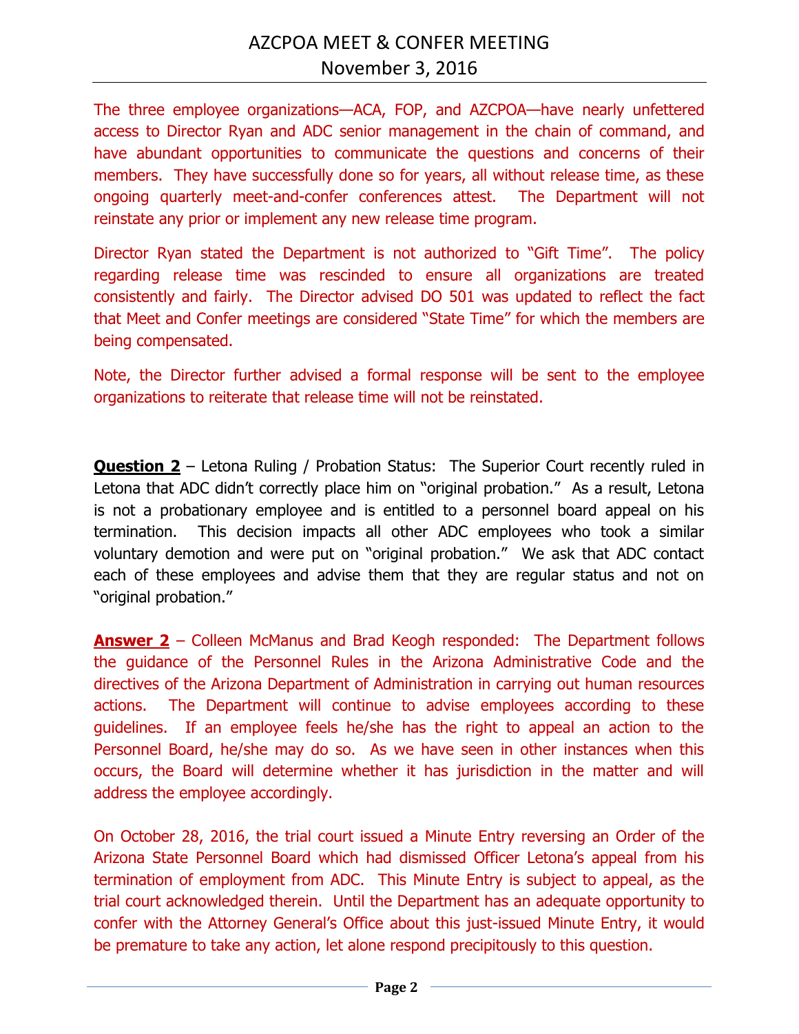The three employee organizations—ACA, FOP, and AZCPOA—have nearly unfettered access to Director Ryan and ADC senior management in the chain of command, and have abundant opportunities to communicate the questions and concerns of their members. They have successfully done so for years, all without release time, as these ongoing quarterly meet-and-confer conferences attest. The Department will not reinstate any prior or implement any new release time program.

Director Ryan stated the Department is not authorized to "Gift Time". The policy regarding release time was rescinded to ensure all organizations are treated consistently and fairly. The Director advised DO 501 was updated to reflect the fact that Meet and Confer meetings are considered "State Time" for which the members are being compensated.

Note, the Director further advised a formal response will be sent to the employee organizations to reiterate that release time will not be reinstated.

**Question 2** – Letona Ruling / Probation Status: The Superior Court recently ruled in Letona that ADC didn't correctly place him on "original probation." As a result, Letona is not a probationary employee and is entitled to a personnel board appeal on his termination. This decision impacts all other ADC employees who took a similar voluntary demotion and were put on "original probation." We ask that ADC contact each of these employees and advise them that they are regular status and not on "original probation."

**Answer 2** – Colleen McManus and Brad Keogh responded: The Department follows the guidance of the Personnel Rules in the Arizona Administrative Code and the directives of the Arizona Department of Administration in carrying out human resources actions. The Department will continue to advise employees according to these guidelines. If an employee feels he/she has the right to appeal an action to the Personnel Board, he/she may do so. As we have seen in other instances when this occurs, the Board will determine whether it has jurisdiction in the matter and will address the employee accordingly.

On October 28, 2016, the trial court issued a Minute Entry reversing an Order of the Arizona State Personnel Board which had dismissed Officer Letona's appeal from his termination of employment from ADC. This Minute Entry is subject to appeal, as the trial court acknowledged therein. Until the Department has an adequate opportunity to confer with the Attorney General's Office about this just-issued Minute Entry, it would be premature to take any action, let alone respond precipitously to this question.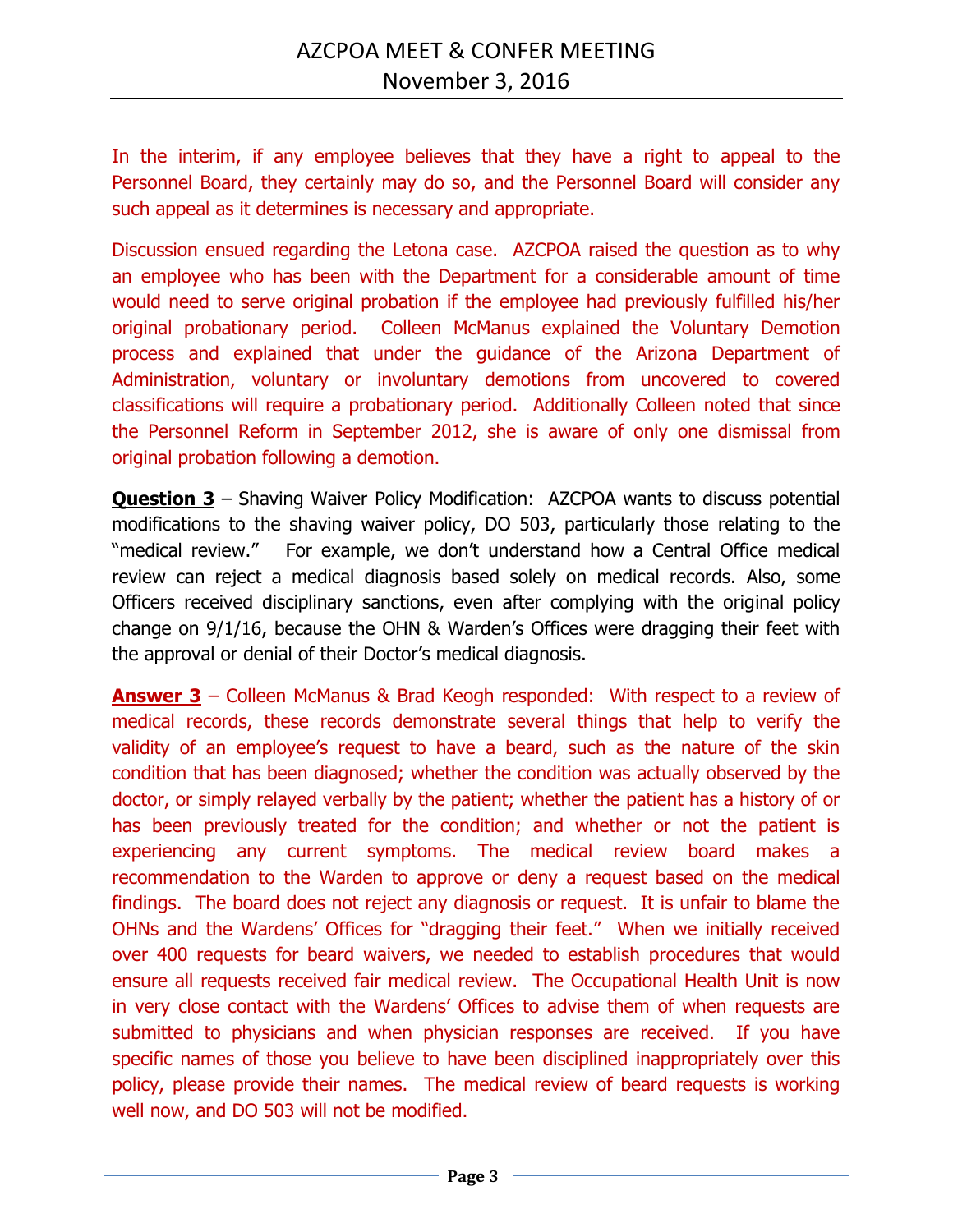In the interim, if any employee believes that they have a right to appeal to the Personnel Board, they certainly may do so, and the Personnel Board will consider any such appeal as it determines is necessary and appropriate.

Discussion ensued regarding the Letona case. AZCPOA raised the question as to why an employee who has been with the Department for a considerable amount of time would need to serve original probation if the employee had previously fulfilled his/her original probationary period. Colleen McManus explained the Voluntary Demotion process and explained that under the guidance of the Arizona Department of Administration, voluntary or involuntary demotions from uncovered to covered classifications will require a probationary period. Additionally Colleen noted that since the Personnel Reform in September 2012, she is aware of only one dismissal from original probation following a demotion.

**Question 3** – Shaving Waiver Policy Modification: AZCPOA wants to discuss potential modifications to the shaving waiver policy, DO 503, particularly those relating to the "medical review." For example, we don't understand how a Central Office medical review can reject a medical diagnosis based solely on medical records. Also, some Officers received disciplinary sanctions, even after complying with the original policy change on 9/1/16, because the OHN & Warden's Offices were dragging their feet with the approval or denial of their Doctor's medical diagnosis.

**Answer 3** – Colleen McManus & Brad Keogh responded: With respect to a review of medical records, these records demonstrate several things that help to verify the validity of an employee's request to have a beard, such as the nature of the skin condition that has been diagnosed; whether the condition was actually observed by the doctor, or simply relayed verbally by the patient; whether the patient has a history of or has been previously treated for the condition; and whether or not the patient is experiencing any current symptoms. The medical review board makes a recommendation to the Warden to approve or deny a request based on the medical findings. The board does not reject any diagnosis or request. It is unfair to blame the OHNs and the Wardens' Offices for "dragging their feet." When we initially received over 400 requests for beard waivers, we needed to establish procedures that would ensure all requests received fair medical review. The Occupational Health Unit is now in very close contact with the Wardens' Offices to advise them of when requests are submitted to physicians and when physician responses are received. If you have specific names of those you believe to have been disciplined inappropriately over this policy, please provide their names. The medical review of beard requests is working well now, and DO 503 will not be modified.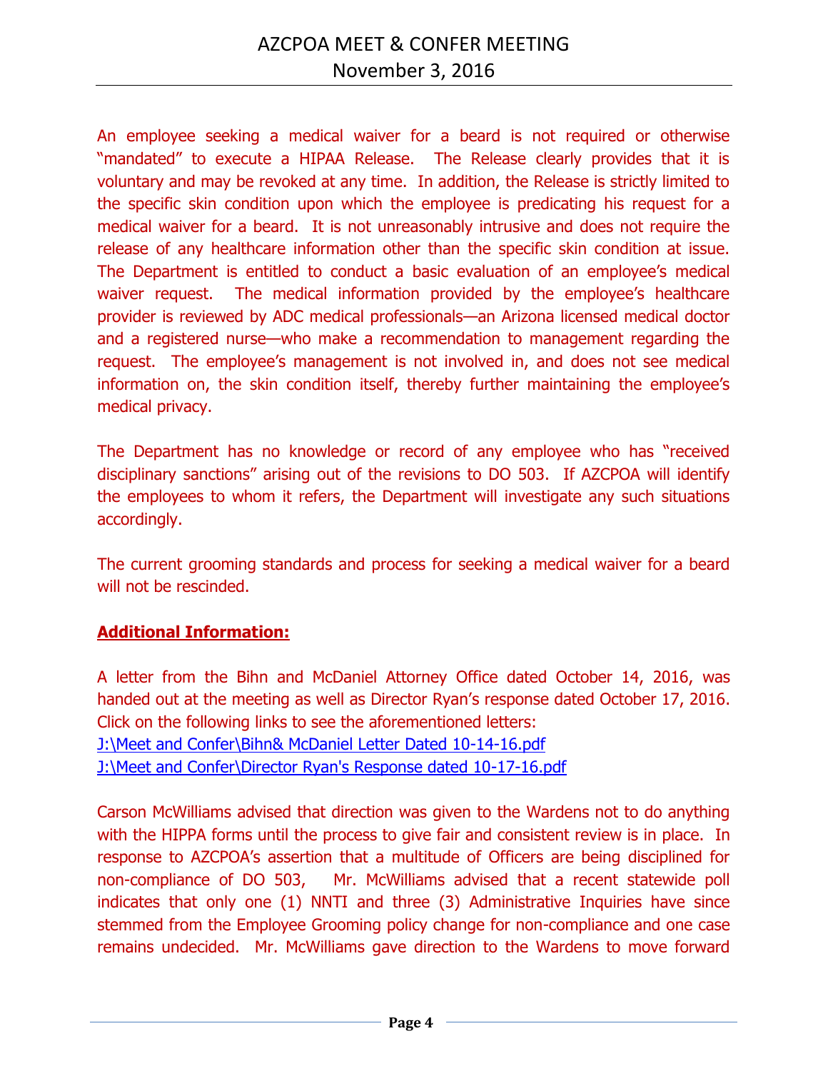An employee seeking a medical waiver for a beard is not required or otherwise "mandated" to execute a HIPAA Release. The Release clearly provides that it is voluntary and may be revoked at any time. In addition, the Release is strictly limited to the specific skin condition upon which the employee is predicating his request for a medical waiver for a beard. It is not unreasonably intrusive and does not require the release of any healthcare information other than the specific skin condition at issue. The Department is entitled to conduct a basic evaluation of an employee's medical waiver request. The medical information provided by the employee's healthcare provider is reviewed by ADC medical professionals—an Arizona licensed medical doctor and a registered nurse—who make a recommendation to management regarding the request. The employee's management is not involved in, and does not see medical information on, the skin condition itself, thereby further maintaining the employee's medical privacy.

The Department has no knowledge or record of any employee who has "received disciplinary sanctions" arising out of the revisions to DO 503. If AZCPOA will identify the employees to whom it refers, the Department will investigate any such situations accordingly.

The current grooming standards and process for seeking a medical waiver for a beard will not be rescinded.

**Additional Information:**

A letter from the Bihn and McDaniel Attorney Office dated October 14, 2016, was handed out at the meeting as well as Director Ryan's response dated October 17, 2016. Click on the following links to see the aforementioned letters:
J:\Meet and Confer\Bihn& McDaniel Letter Dated 10-14-16.pdf
J:\Meet and Confer\Director Ryan's Response dated 10-17-16.pdf

Carson McWilliams advised that direction was given to the Wardens not to do anything with the HIPPA forms until the process to give fair and consistent review is in place. In response to AZCPOA's assertion that a multitude of Officers are being disciplined for non-compliance of DO 503, Mr. McWilliams advised that a recent statewide poll indicates that only one (1) NNTI and three (3) Administrative Inquiries have since stemmed from the Employee Grooming policy change for non-compliance and one case remains undecided. Mr. McWilliams gave direction to the Wardens to move forward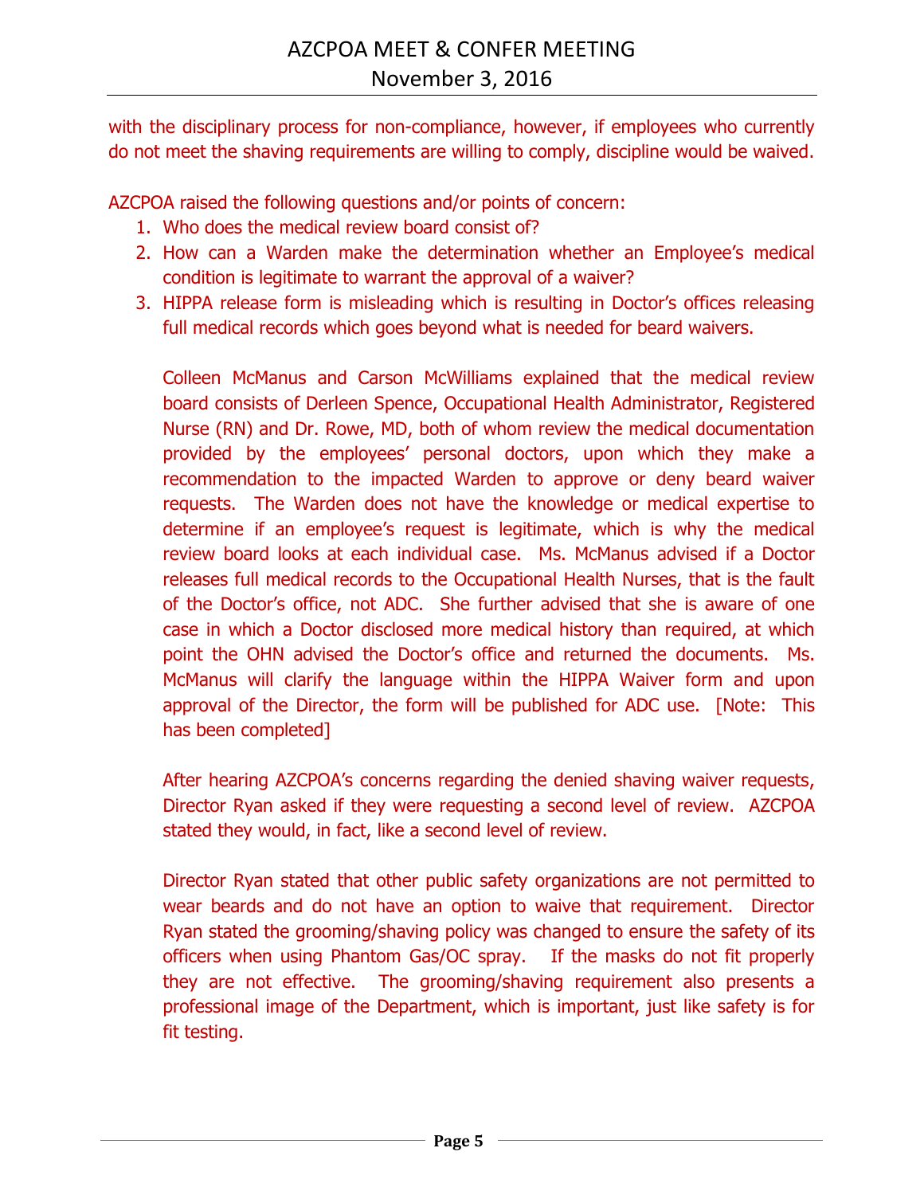with the disciplinary process for non-compliance, however, if employees who currently do not meet the shaving requirements are willing to comply, discipline would be waived.

AZCPOA raised the following questions and/or points of concern:

1. Who does the medical review board consist of?
2. How can a Warden make the determination whether an Employee's medical condition is legitimate to warrant the approval of a waiver?
3. HIPPA release form is misleading which is resulting in Doctor's offices releasing full medical records which goes beyond what is needed for beard waivers.

   Colleen McManus and Carson McWilliams explained that the medical review board consists of Derleen Spence, Occupational Health Administrator, Registered Nurse (RN) and Dr. Rowe, MD, both of whom review the medical documentation provided by the employees' personal doctors, upon which they make a recommendation to the impacted Warden to approve or deny beard waiver requests. The Warden does not have the knowledge or medical expertise to determine if an employee's request is legitimate, which is why the medical review board looks at each individual case. Ms. McManus advised if a Doctor releases full medical records to the Occupational Health Nurses, that is the fault of the Doctor's office, not ADC. She further advised that she is aware of one case in which a Doctor disclosed more medical history than required, at which point the OHN advised the Doctor's office and returned the documents. Ms. McManus will clarify the language within the HIPPA Waiver form and upon approval of the Director, the form will be published for ADC use. [Note: This has been completed]

   After hearing AZCPOA's concerns regarding the denied shaving waiver requests, Director Ryan asked if they were requesting a second level of review. AZCPOA stated they would, in fact, like a second level of review.

   Director Ryan stated that other public safety organizations are not permitted to wear beards and do not have an option to waive that requirement. Director Ryan stated the grooming/shaving policy was changed to ensure the safety of its officers when using Phantom Gas/OC spray. If the masks do not fit properly they are not effective. The grooming/shaving requirement also presents a professional image of the Department, which is important, just like safety is for fit testing.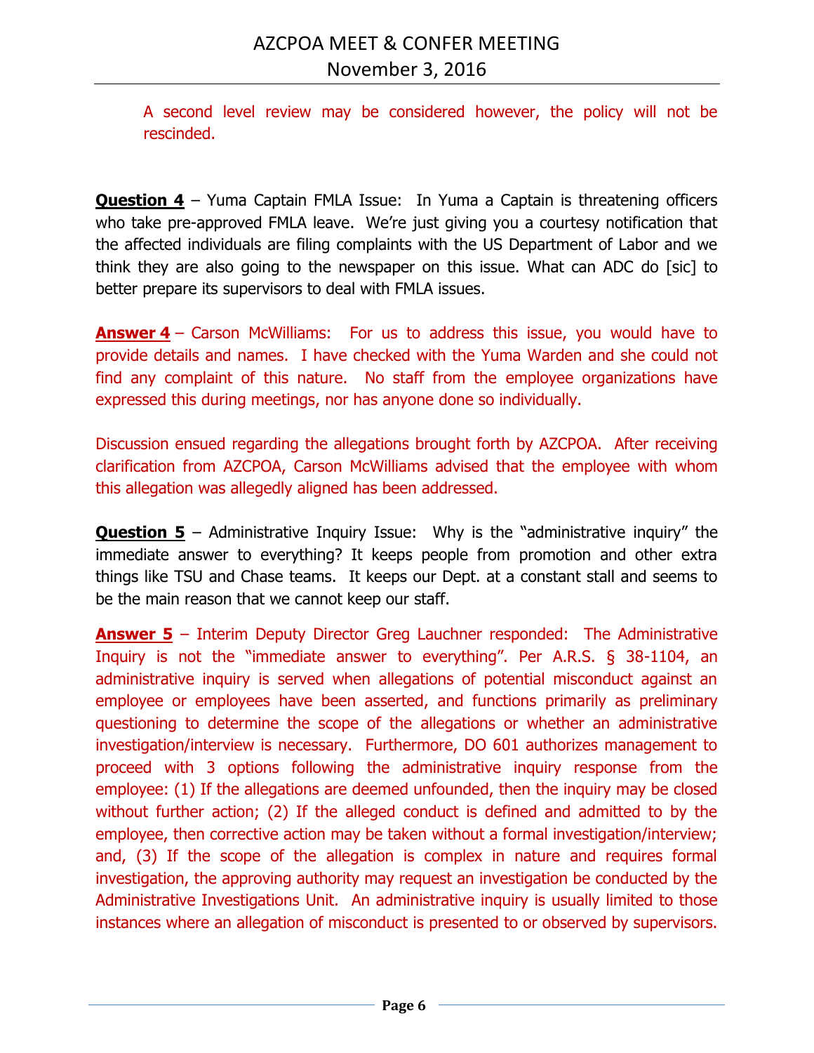A second level review may be considered however, the policy will not be rescinded.

**Question 4** – Yuma Captain FMLA Issue: In Yuma a Captain is threatening officers who take pre-approved FMLA leave. We're just giving you a courtesy notification that the affected individuals are filing complaints with the US Department of Labor and we think they are also going to the newspaper on this issue. What can ADC do [sic] to better prepare its supervisors to deal with FMLA issues.

**Answer 4** – Carson McWilliams: For us to address this issue, you would have to provide details and names. I have checked with the Yuma Warden and she could not find any complaint of this nature. No staff from the employee organizations have expressed this during meetings, nor has anyone done so individually.

Discussion ensued regarding the allegations brought forth by AZCPOA. After receiving clarification from AZCPOA, Carson McWilliams advised that the employee with whom this allegation was allegedly aligned has been addressed.

**Question 5** – Administrative Inquiry Issue: Why is the "administrative inquiry" the immediate answer to everything? It keeps people from promotion and other extra things like TSU and Chase teams. It keeps our Dept. at a constant stall and seems to be the main reason that we cannot keep our staff.

**Answer 5** – Interim Deputy Director Greg Lauchner responded: The Administrative Inquiry is not the "immediate answer to everything". Per A.R.S. § 38-1104, an administrative inquiry is served when allegations of potential misconduct against an employee or employees have been asserted, and functions primarily as preliminary questioning to determine the scope of the allegations or whether an administrative investigation/interview is necessary. Furthermore, DO 601 authorizes management to proceed with 3 options following the administrative inquiry response from the employee: (1) If the allegations are deemed unfounded, then the inquiry may be closed without further action; (2) If the alleged conduct is defined and admitted to by the employee, then corrective action may be taken without a formal investigation/interview; and, (3) If the scope of the allegation is complex in nature and requires formal investigation, the approving authority may request an investigation be conducted by the Administrative Investigations Unit. An administrative inquiry is usually limited to those instances where an allegation of misconduct is presented to or observed by supervisors.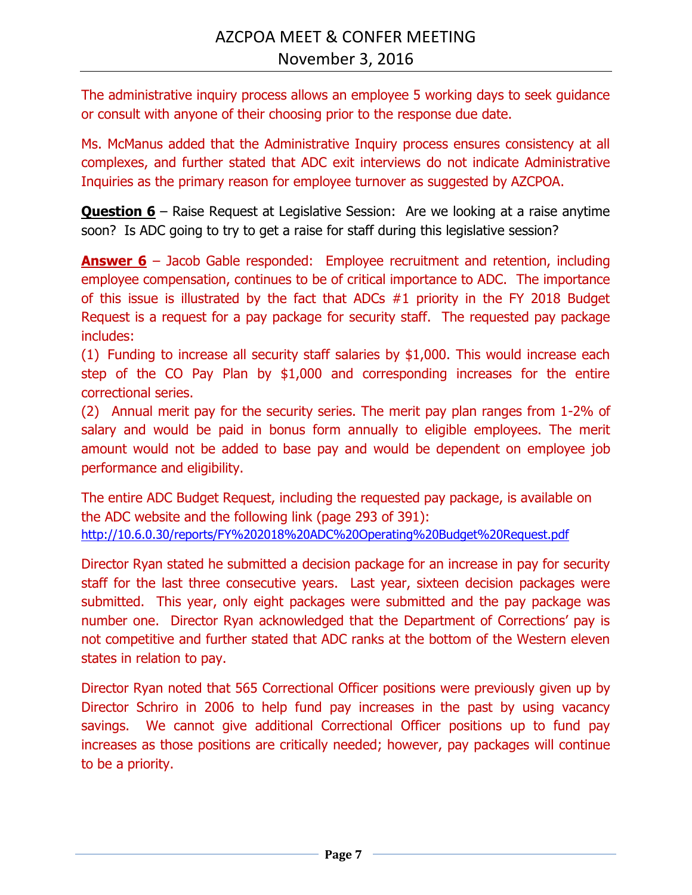The administrative inquiry process allows an employee 5 working days to seek guidance or consult with anyone of their choosing prior to the response due date.

Ms. McManus added that the Administrative Inquiry process ensures consistency at all complexes, and further stated that ADC exit interviews do not indicate Administrative Inquiries as the primary reason for employee turnover as suggested by AZCPOA.

**Question 6** – Raise Request at Legislative Session: Are we looking at a raise anytime soon? Is ADC going to try to get a raise for staff during this legislative session?

**Answer 6** – Jacob Gable responded: Employee recruitment and retention, including employee compensation, continues to be of critical importance to ADC. The importance of this issue is illustrated by the fact that ADCs #1 priority in the FY 2018 Budget Request is a request for a pay package for security staff. The requested pay package includes:

(1) Funding to increase all security staff salaries by $1,000. This would increase each step of the CO Pay Plan by $1,000 and corresponding increases for the entire correctional series.

(2) Annual merit pay for the security series. The merit pay plan ranges from 1-2% of salary and would be paid in bonus form annually to eligible employees. The merit amount would not be added to base pay and would be dependent on employee job performance and eligibility.

The entire ADC Budget Request, including the requested pay package, is available on the ADC website and the following link (page 293 of 391):
http://10.6.0.30/reports/FY%202018%20ADC%20Operating%20Budget%20Request.pdf

Director Ryan stated he submitted a decision package for an increase in pay for security staff for the last three consecutive years. Last year, sixteen decision packages were submitted. This year, only eight packages were submitted and the pay package was number one. Director Ryan acknowledged that the Department of Corrections' pay is not competitive and further stated that ADC ranks at the bottom of the Western eleven states in relation to pay.

Director Ryan noted that 565 Correctional Officer positions were previously given up by Director Schriro in 2006 to help fund pay increases in the past by using vacancy savings. We cannot give additional Correctional Officer positions up to fund pay increases as those positions are critically needed; however, pay packages will continue to be a priority.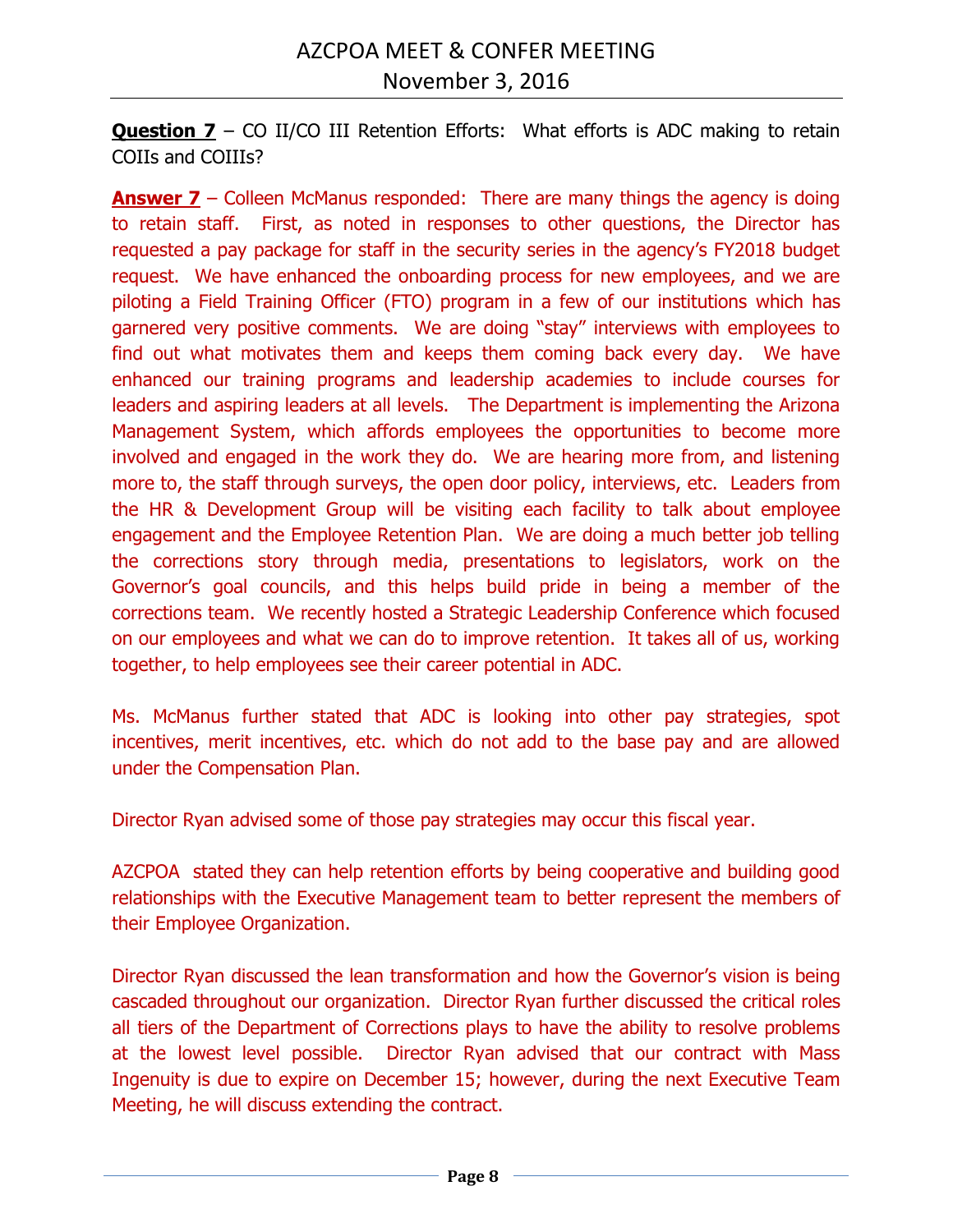**Question 7** – CO II/CO III Retention Efforts: What efforts is ADC making to retain COIIs and COIIIs?

**Answer 7** – Colleen McManus responded: There are many things the agency is doing to retain staff. First, as noted in responses to other questions, the Director has requested a pay package for staff in the security series in the agency's FY2018 budget request. We have enhanced the onboarding process for new employees, and we are piloting a Field Training Officer (FTO) program in a few of our institutions which has garnered very positive comments. We are doing "stay" interviews with employees to find out what motivates them and keeps them coming back every day. We have enhanced our training programs and leadership academies to include courses for leaders and aspiring leaders at all levels. The Department is implementing the Arizona Management System, which affords employees the opportunities to become more involved and engaged in the work they do. We are hearing more from, and listening more to, the staff through surveys, the open door policy, interviews, etc. Leaders from the HR & Development Group will be visiting each facility to talk about employee engagement and the Employee Retention Plan. We are doing a much better job telling the corrections story through media, presentations to legislators, work on the Governor's goal councils, and this helps build pride in being a member of the corrections team. We recently hosted a Strategic Leadership Conference which focused on our employees and what we can do to improve retention. It takes all of us, working together, to help employees see their career potential in ADC.

Ms. McManus further stated that ADC is looking into other pay strategies, spot incentives, merit incentives, etc. which do not add to the base pay and are allowed under the Compensation Plan.

Director Ryan advised some of those pay strategies may occur this fiscal year.

AZCPOA stated they can help retention efforts by being cooperative and building good relationships with the Executive Management team to better represent the members of their Employee Organization.

Director Ryan discussed the lean transformation and how the Governor's vision is being cascaded throughout our organization. Director Ryan further discussed the critical roles all tiers of the Department of Corrections plays to have the ability to resolve problems at the lowest level possible. Director Ryan advised that our contract with Mass Ingenuity is due to expire on December 15; however, during the next Executive Team Meeting, he will discuss extending the contract.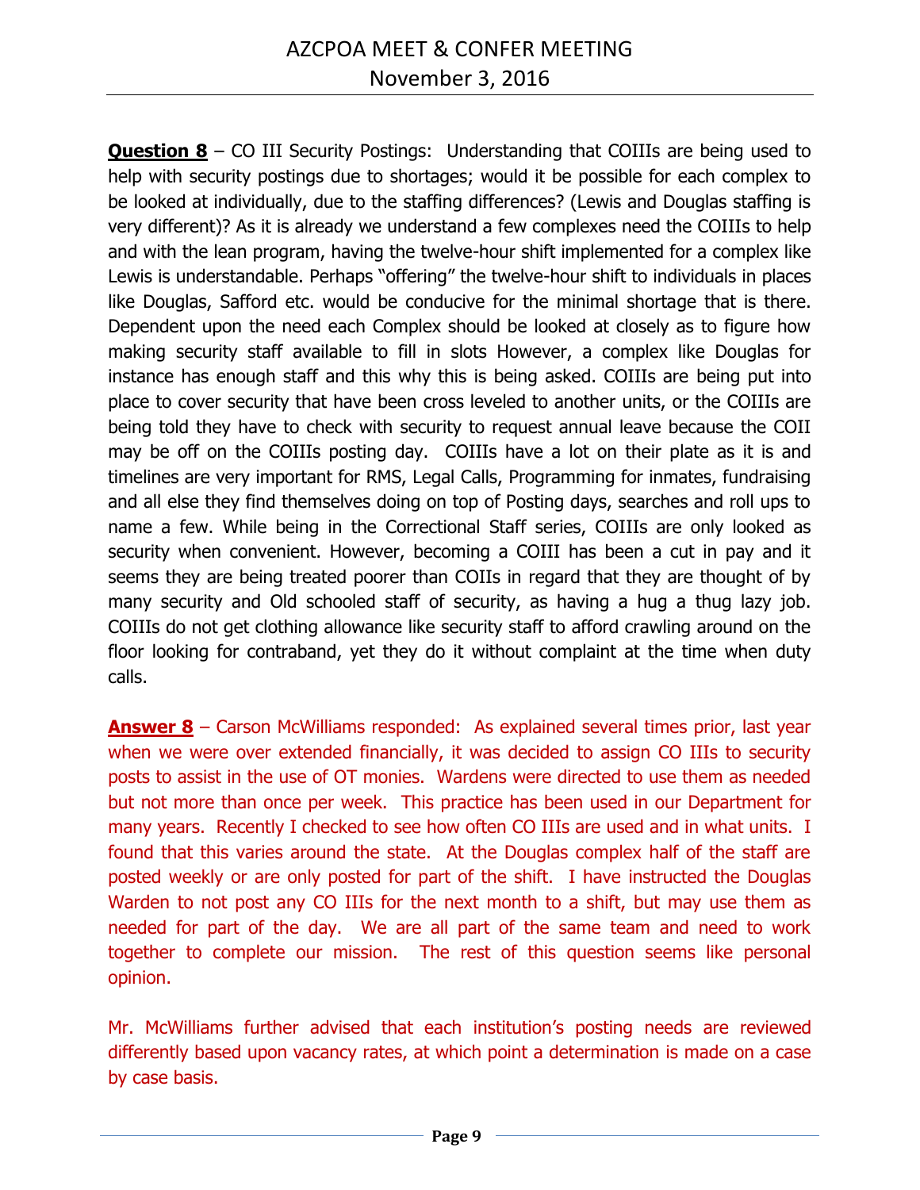**Question 8** – CO III Security Postings: Understanding that COIIIs are being used to help with security postings due to shortages; would it be possible for each complex to be looked at individually, due to the staffing differences? (Lewis and Douglas staffing is very different)? As it is already we understand a few complexes need the COIIIs to help and with the lean program, having the twelve-hour shift implemented for a complex like Lewis is understandable. Perhaps "offering" the twelve-hour shift to individuals in places like Douglas, Safford etc. would be conducive for the minimal shortage that is there. Dependent upon the need each Complex should be looked at closely as to figure how making security staff available to fill in slots However, a complex like Douglas for instance has enough staff and this why this is being asked. COIIIs are being put into place to cover security that have been cross leveled to another units, or the COIIIs are being told they have to check with security to request annual leave because the COII may be off on the COIIIs posting day. COIIIs have a lot on their plate as it is and timelines are very important for RMS, Legal Calls, Programming for inmates, fundraising and all else they find themselves doing on top of Posting days, searches and roll ups to name a few. While being in the Correctional Staff series, COIIIs are only looked as security when convenient. However, becoming a COIII has been a cut in pay and it seems they are being treated poorer than COIIs in regard that they are thought of by many security and Old schooled staff of security, as having a hug a thug lazy job. COIIIs do not get clothing allowance like security staff to afford crawling around on the floor looking for contraband, yet they do it without complaint at the time when duty calls.

**Answer 8** – Carson McWilliams responded: As explained several times prior, last year when we were over extended financially, it was decided to assign CO IIIs to security posts to assist in the use of OT monies. Wardens were directed to use them as needed but not more than once per week. This practice has been used in our Department for many years. Recently I checked to see how often CO IIIs are used and in what units. I found that this varies around the state. At the Douglas complex half of the staff are posted weekly or are only posted for part of the shift. I have instructed the Douglas Warden to not post any CO IIIs for the next month to a shift, but may use them as needed for part of the day. We are all part of the same team and need to work together to complete our mission. The rest of this question seems like personal opinion.

Mr. McWilliams further advised that each institution's posting needs are reviewed differently based upon vacancy rates, at which point a determination is made on a case by case basis.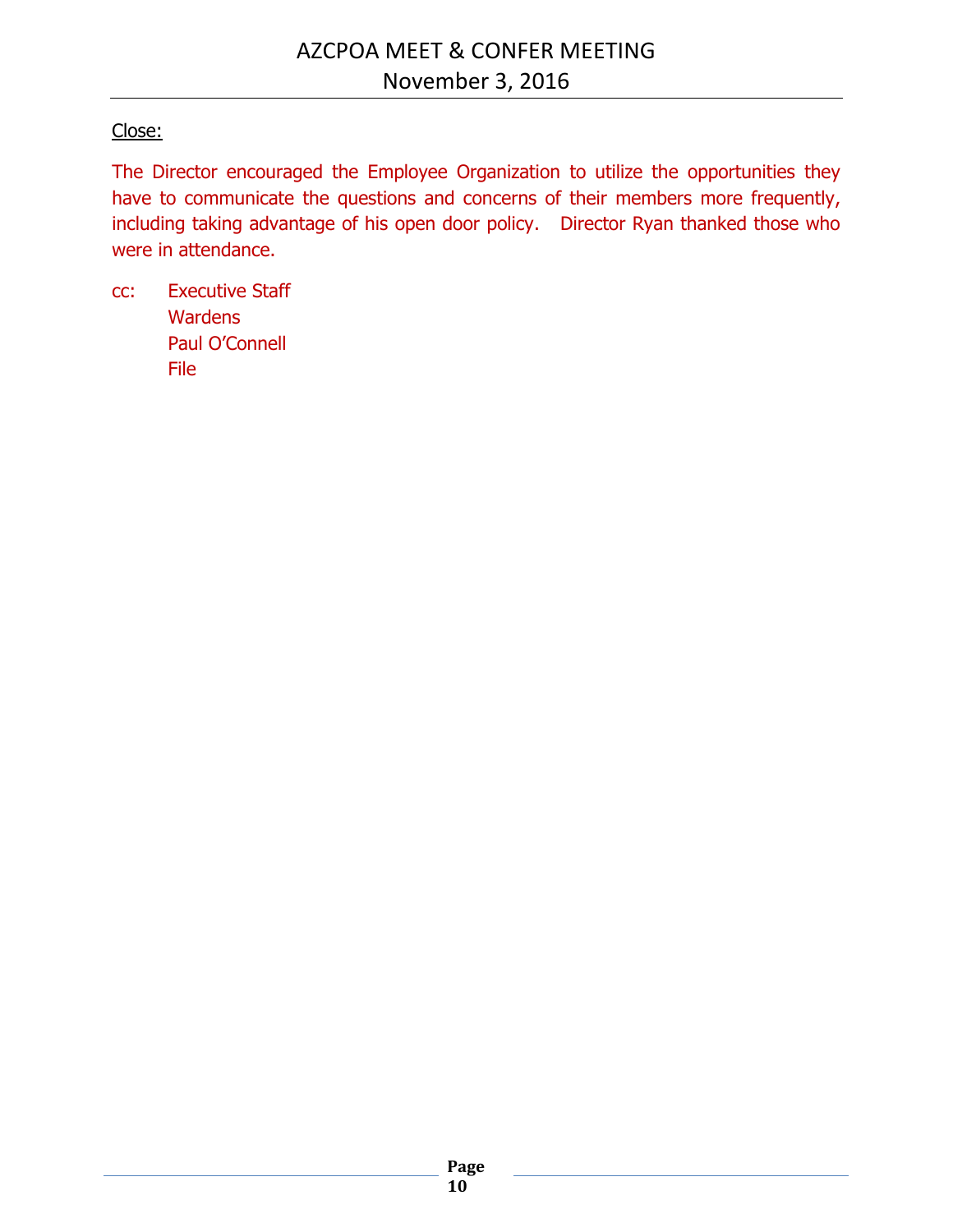Close:

The Director encouraged the Employee Organization to utilize the opportunities they have to communicate the questions and concerns of their members more frequently, including taking advantage of his open door policy.   Director Ryan thanked those who were in attendance.

cc: Executive Staff
Wardens
Paul O'Connell
File